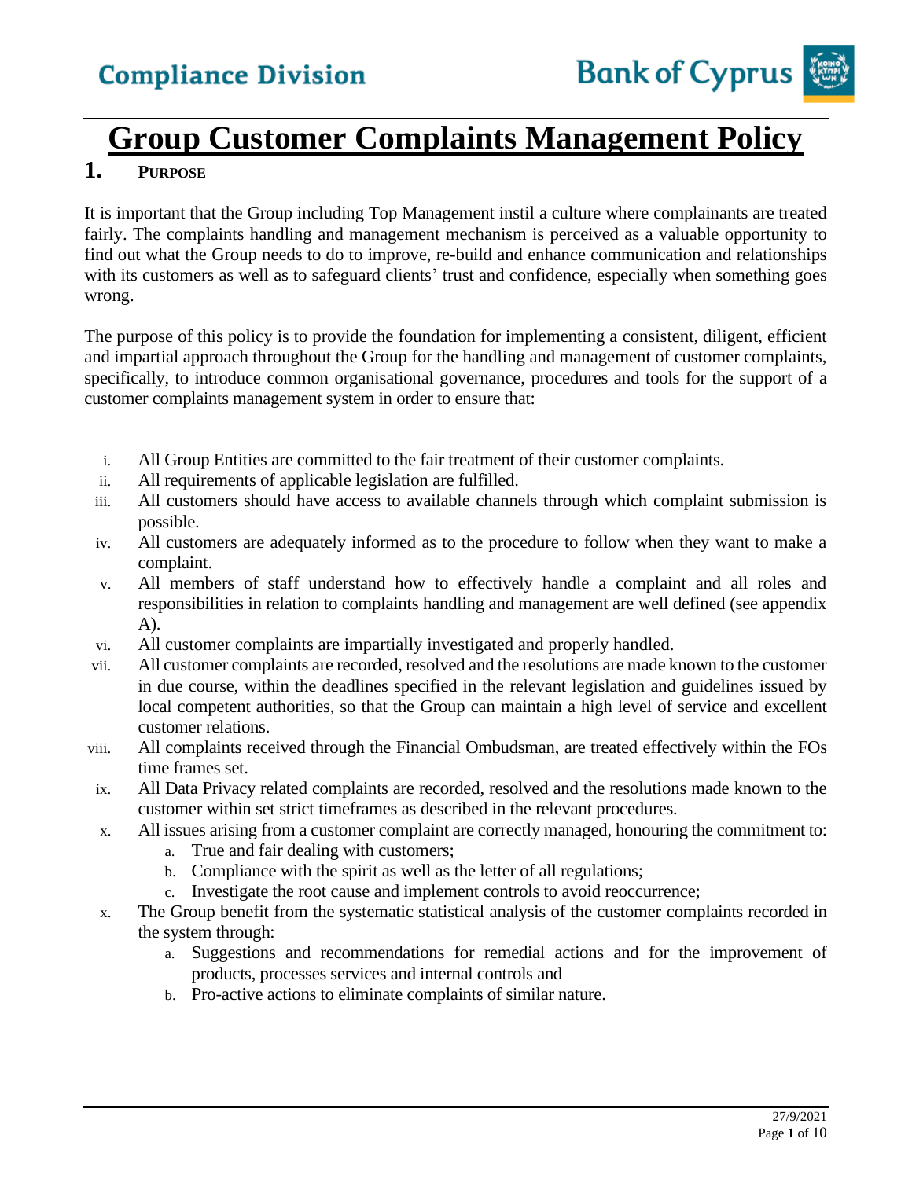# Group Customer Complaints Management Policy

## 1. PURPOSE

It is important that the Group including Top Management instil a culture where complainants are treated fairly. The complaints handling and management mechanism is perceived as a valuable opportunity to find out what the Group needs to do to improve, re-build and enhance communication and relationships with its customers as well as to safeguard clients' trust and confidence, especially when something goes wrong.

The purpose of this policy is to provide the foundation for implementing a consistent, diligent, efficient and impartial approach throughout the Group for the handling and management of customer complaints, specifically, to introduce common organisational governance, procedures and tools for the support of a customer complaints management system in order to ensure that:

i. All Group Entities are committed to the fair treatment of their customer complaints.

ii. All requirements of applicable legislation are fulfilled.

iii. All customers should have access to available channels through which complaint submission is possible.

iv. All customers are adequately informed as to the procedure to follow when they want to make a complaint.

v. All members of staff understand how to effectively handle a complaint and all roles and responsibilities in relation to complaints handling and management are well defined (see appendix A).

vi. All customer complaints are impartially investigated and properly handled.

vii. All customer complaints are recorded, resolved and the resolutions are made known to the customer in due course, within the deadlines specified in the relevant legislation and guidelines issued by local competent authorities, so that the Group can maintain a high level of service and excellent customer relations.

viii. All complaints received through the Financial Ombudsman, are treated effectively within the FOs time frames set.

ix. All Data Privacy related complaints are recorded, resolved and the resolutions made known to the customer within set strict timeframes as described in the relevant procedures.

x. All issues arising from a customer complaint are correctly managed, honouring the commitment to:
   a. True and fair dealing with customers;
   b. Compliance with the spirit as well as the letter of all regulations;
   c. Investigate the root cause and implement controls to avoid reoccurrence;

x. The Group benefit from the systematic statistical analysis of the customer complaints recorded in the system through:
   a. Suggestions and recommendations for remedial actions and for the improvement of products, processes services and internal controls and
   b. Pro-active actions to eliminate complaints of similar nature.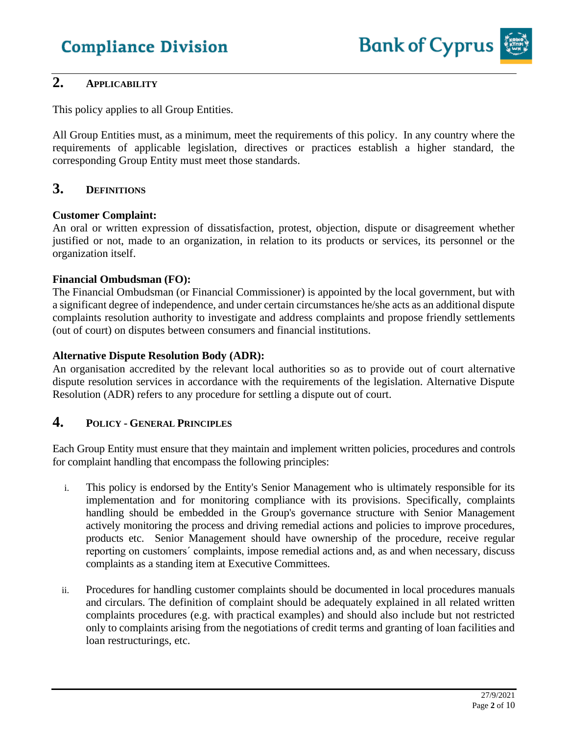## 2. Applicability

This policy applies to all Group Entities.

All Group Entities must, as a minimum, meet the requirements of this policy. In any country where the requirements of applicable legislation, directives or practices establish a higher standard, the corresponding Group Entity must meet those standards.

## 3. Definitions

**Customer Complaint:**
An oral or written expression of dissatisfaction, protest, objection, dispute or disagreement whether justified or not, made to an organization, in relation to its products or services, its personnel or the organization itself.

**Financial Ombudsman (FO):**
The Financial Ombudsman (or Financial Commissioner) is appointed by the local government, but with a significant degree of independence, and under certain circumstances he/she acts as an additional dispute complaints resolution authority to investigate and address complaints and propose friendly settlements (out of court) on disputes between consumers and financial institutions.

**Alternative Dispute Resolution Body (ADR):**
An organisation accredited by the relevant local authorities so as to provide out of court alternative dispute resolution services in accordance with the requirements of the legislation. Alternative Dispute Resolution (ADR) refers to any procedure for settling a dispute out of court.

## 4. Policy - General Principles

Each Group Entity must ensure that they maintain and implement written policies, procedures and controls for complaint handling that encompass the following principles:

i. This policy is endorsed by the Entity's Senior Management who is ultimately responsible for its implementation and for monitoring compliance with its provisions. Specifically, complaints handling should be embedded in the Group's governance structure with Senior Management actively monitoring the process and driving remedial actions and policies to improve procedures, products etc. Senior Management should have ownership of the procedure, receive regular reporting on customers´ complaints, impose remedial actions and, as and when necessary, discuss complaints as a standing item at Executive Committees.

ii. Procedures for handling customer complaints should be documented in local procedures manuals and circulars. The definition of complaint should be adequately explained in all related written complaints procedures (e.g. with practical examples) and should also include but not restricted only to complaints arising from the negotiations of credit terms and granting of loan facilities and loan restructurings, etc.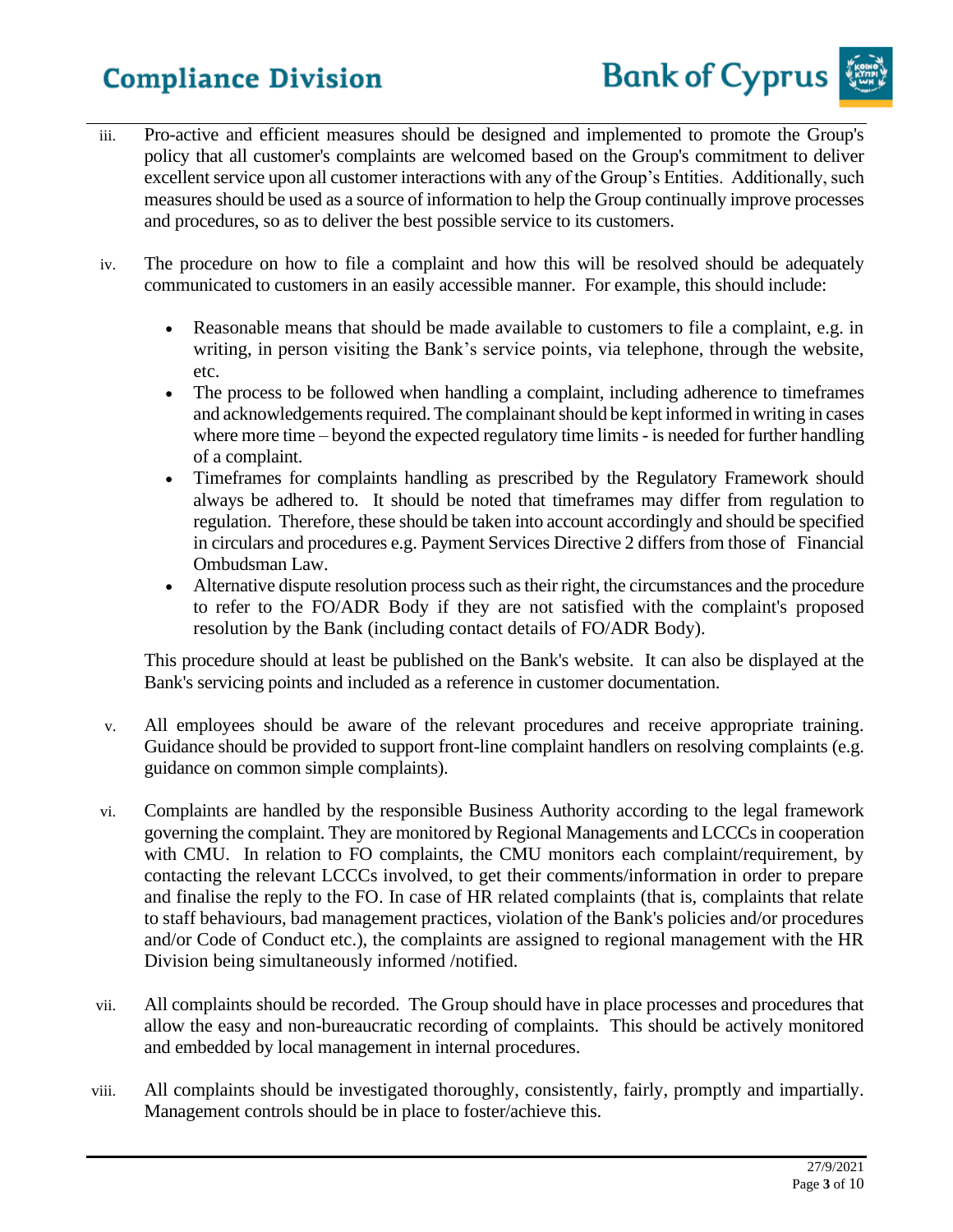iii. Pro-active and efficient measures should be designed and implemented to promote the Group's policy that all customer's complaints are welcomed based on the Group's commitment to deliver excellent service upon all customer interactions with any of the Group's Entities. Additionally, such measures should be used as a source of information to help the Group continually improve processes and procedures, so as to deliver the best possible service to its customers.

iv. The procedure on how to file a complaint and how this will be resolved should be adequately communicated to customers in an easily accessible manner. For example, this should include:

- Reasonable means that should be made available to customers to file a complaint, e.g. in writing, in person visiting the Bank's service points, via telephone, through the website, etc.
- The process to be followed when handling a complaint, including adherence to timeframes and acknowledgements required. The complainant should be kept informed in writing in cases where more time – beyond the expected regulatory time limits - is needed for further handling of a complaint.
- Timeframes for complaints handling as prescribed by the Regulatory Framework should always be adhered to. It should be noted that timeframes may differ from regulation to regulation. Therefore, these should be taken into account accordingly and should be specified in circulars and procedures e.g. Payment Services Directive 2 differs from those of Financial Ombudsman Law.
- Alternative dispute resolution process such as their right, the circumstances and the procedure to refer to the FO/ADR Body if they are not satisfied with the complaint's proposed resolution by the Bank (including contact details of FO/ADR Body).

This procedure should at least be published on the Bank's website. It can also be displayed at the Bank's servicing points and included as a reference in customer documentation.

v. All employees should be aware of the relevant procedures and receive appropriate training. Guidance should be provided to support front-line complaint handlers on resolving complaints (e.g. guidance on common simple complaints).

vi. Complaints are handled by the responsible Business Authority according to the legal framework governing the complaint. They are monitored by Regional Managements and LCCCs in cooperation with CMU. In relation to FO complaints, the CMU monitors each complaint/requirement, by contacting the relevant LCCCs involved, to get their comments/information in order to prepare and finalise the reply to the FO. In case of HR related complaints (that is, complaints that relate to staff behaviours, bad management practices, violation of the Bank's policies and/or procedures and/or Code of Conduct etc.), the complaints are assigned to regional management with the HR Division being simultaneously informed /notified.

vii. All complaints should be recorded. The Group should have in place processes and procedures that allow the easy and non-bureaucratic recording of complaints. This should be actively monitored and embedded by local management in internal procedures.

viii. All complaints should be investigated thoroughly, consistently, fairly, promptly and impartially. Management controls should be in place to foster/achieve this.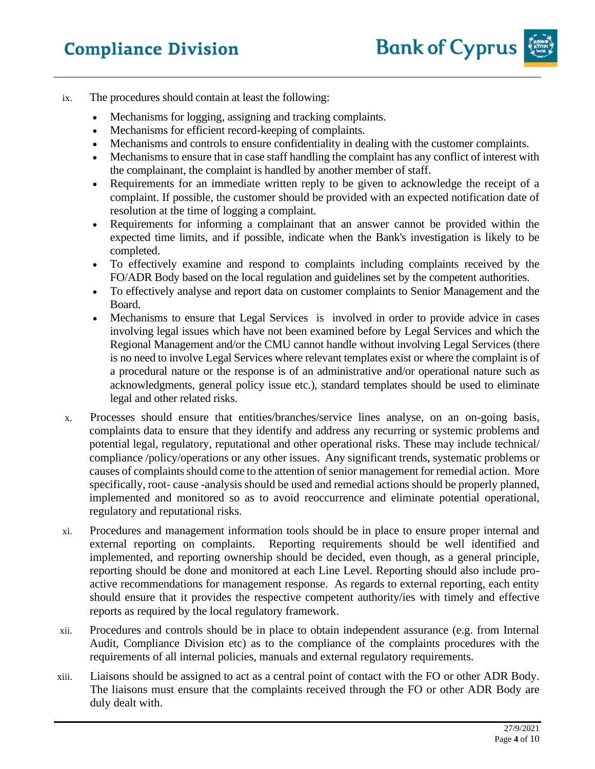ix. The procedures should contain at least the following:

- Mechanisms for logging, assigning and tracking complaints.
- Mechanisms for efficient record-keeping of complaints.
- Mechanisms and controls to ensure confidentiality in dealing with the customer complaints.
- Mechanisms to ensure that in case staff handling the complaint has any conflict of interest with the complainant, the complaint is handled by another member of staff.
- Requirements for an immediate written reply to be given to acknowledge the receipt of a complaint. If possible, the customer should be provided with an expected notification date of resolution at the time of logging a complaint.
- Requirements for informing a complainant that an answer cannot be provided within the expected time limits, and if possible, indicate when the Bank's investigation is likely to be completed.
- To effectively examine and respond to complaints including complaints received by the FO/ADR Body based on the local regulation and guidelines set by the competent authorities.
- To effectively analyse and report data on customer complaints to Senior Management and the Board.
- Mechanisms to ensure that Legal Services is involved in order to provide advice in cases involving legal issues which have not been examined before by Legal Services and which the Regional Management and/or the CMU cannot handle without involving Legal Services (there is no need to involve Legal Services where relevant templates exist or where the complaint is of a procedural nature or the response is of an administrative and/or operational nature such as acknowledgments, general policy issue etc.), standard templates should be used to eliminate legal and other related risks.

x. Processes should ensure that entities/branches/service lines analyse, on an on-going basis, complaints data to ensure that they identify and address any recurring or systemic problems and potential legal, regulatory, reputational and other operational risks. These may include technical/ compliance /policy/operations or any other issues. Any significant trends, systematic problems or causes of complaints should come to the attention of senior management for remedial action. More specifically, root- cause -analysis should be used and remedial actions should be properly planned, implemented and monitored so as to avoid reoccurrence and eliminate potential operational, regulatory and reputational risks.

xi. Procedures and management information tools should be in place to ensure proper internal and external reporting on complaints. Reporting requirements should be well identified and implemented, and reporting ownership should be decided, even though, as a general principle, reporting should be done and monitored at each Line Level. Reporting should also include pro-active recommendations for management response. As regards to external reporting, each entity should ensure that it provides the respective competent authority/ies with timely and effective reports as required by the local regulatory framework.

xii. Procedures and controls should be in place to obtain independent assurance (e.g. from Internal Audit, Compliance Division etc) as to the compliance of the complaints procedures with the requirements of all internal policies, manuals and external regulatory requirements.

xiii. Liaisons should be assigned to act as a central point of contact with the FO or other ADR Body. The liaisons must ensure that the complaints received through the FO or other ADR Body are duly dealt with.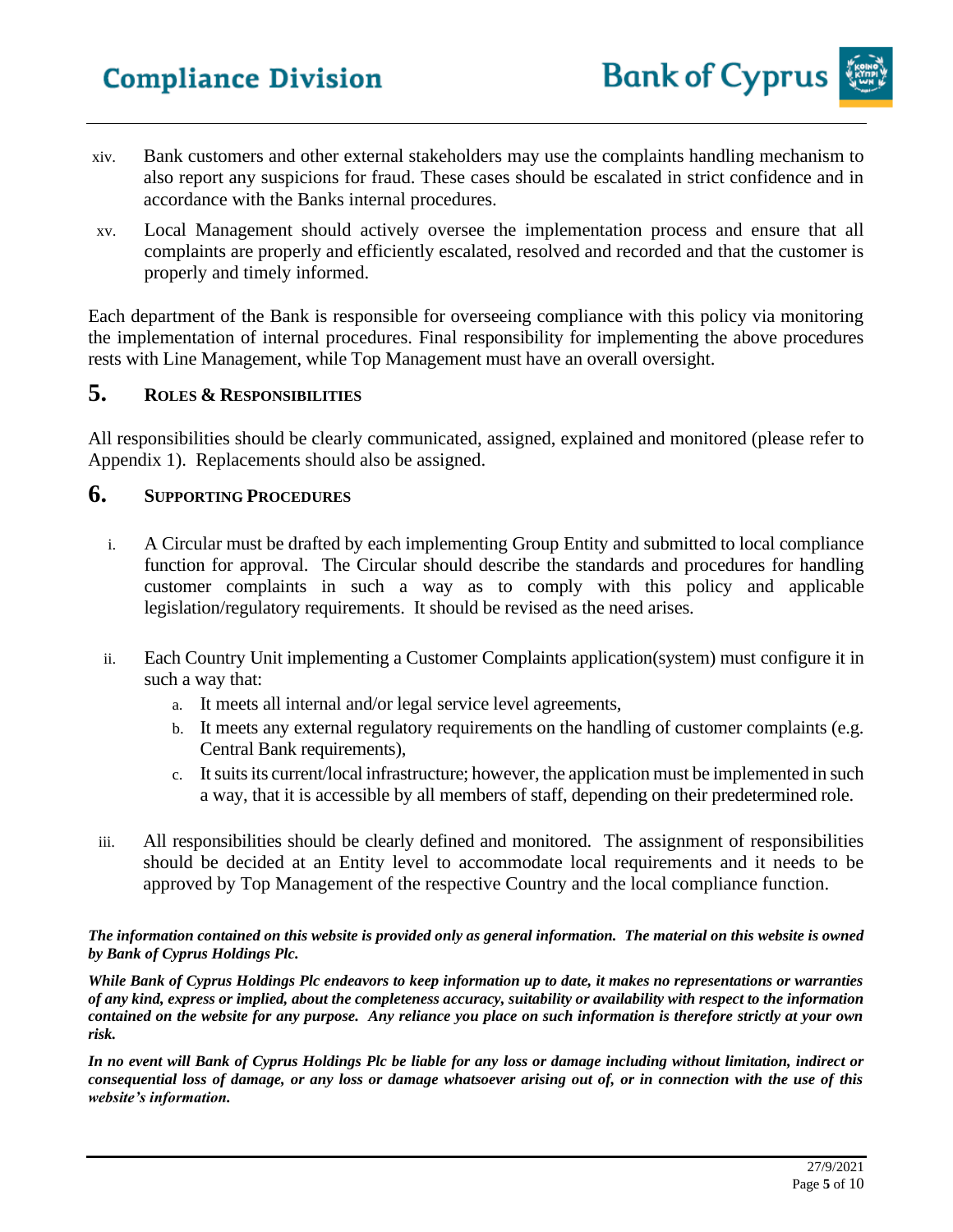xiv. Bank customers and other external stakeholders may use the complaints handling mechanism to also report any suspicions for fraud. These cases should be escalated in strict confidence and in accordance with the Banks internal procedures.

xv. Local Management should actively oversee the implementation process and ensure that all complaints are properly and efficiently escalated, resolved and recorded and that the customer is properly and timely informed.

Each department of the Bank is responsible for overseeing compliance with this policy via monitoring the implementation of internal procedures. Final responsibility for implementing the above procedures rests with Line Management, while Top Management must have an overall oversight.

## 5. Roles & Responsibilities

All responsibilities should be clearly communicated, assigned, explained and monitored (please refer to Appendix 1). Replacements should also be assigned.

## 6. Supporting Procedures

i. A Circular must be drafted by each implementing Group Entity and submitted to local compliance function for approval. The Circular should describe the standards and procedures for handling customer complaints in such a way as to comply with this policy and applicable legislation/regulatory requirements. It should be revised as the need arises.

ii. Each Country Unit implementing a Customer Complaints application(system) must configure it in such a way that:

   a. It meets all internal and/or legal service level agreements,
   b. It meets any external regulatory requirements on the handling of customer complaints (e.g. Central Bank requirements),
   c. It suits its current/local infrastructure; however, the application must be implemented in such a way, that it is accessible by all members of staff, depending on their predetermined role.

iii. All responsibilities should be clearly defined and monitored. The assignment of responsibilities should be decided at an Entity level to accommodate local requirements and it needs to be approved by Top Management of the respective Country and the local compliance function.

***The information contained on this website is provided only as general information. The material on this website is owned by Bank of Cyprus Holdings Plc.***

***While Bank of Cyprus Holdings Plc endeavors to keep information up to date, it makes no representations or warranties of any kind, express or implied, about the completeness accuracy, suitability or availability with respect to the information contained on the website for any purpose. Any reliance you place on such information is therefore strictly at your own risk.***

***In no event will Bank of Cyprus Holdings Plc be liable for any loss or damage including without limitation, indirect or consequential loss of damage, or any loss or damage whatsoever arising out of, or in connection with the use of this website's information.***

27/9/2021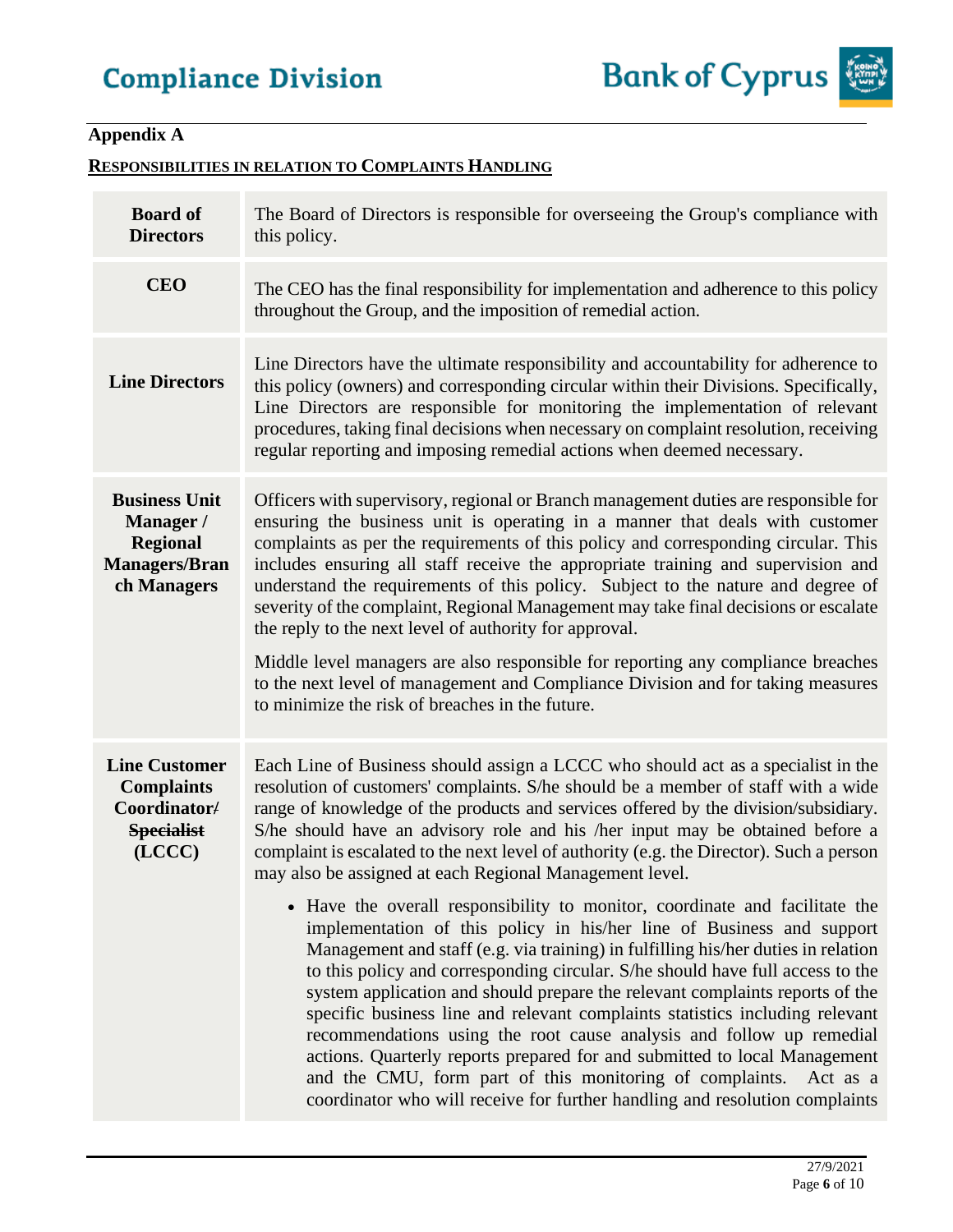**Appendix A**

**RESPONSIBILITIES IN RELATION TO COMPLAINTS HANDLING**

| | |
|---|---|
| **Board of Directors** | The Board of Directors is responsible for overseeing the Group's compliance with this policy. |
| **CEO** | The CEO has the final responsibility for implementation and adherence to this policy throughout the Group, and the imposition of remedial action. |
| **Line Directors** | Line Directors have the ultimate responsibility and accountability for adherence to this policy (owners) and corresponding circular within their Divisions. Specifically, Line Directors are responsible for monitoring the implementation of relevant procedures, taking final decisions when necessary on complaint resolution, receiving regular reporting and imposing remedial actions when deemed necessary. |
| **Business Unit Manager / Regional Managers/Branch Managers** | Officers with supervisory, regional or Branch management duties are responsible for ensuring the business unit is operating in a manner that deals with customer complaints as per the requirements of this policy and corresponding circular. This includes ensuring all staff receive the appropriate training and supervision and understand the requirements of this policy. Subject to the nature and degree of severity of the complaint, Regional Management may take final decisions or escalate the reply to the next level of authority for approval.<br><br>Middle level managers are also responsible for reporting any compliance breaches to the next level of management and Compliance Division and for taking measures to minimize the risk of breaches in the future. |
| **Line Customer Complaints Coordinator~~/ Specialist~~ (LCCC)** | Each Line of Business should assign a LCCC who should act as a specialist in the resolution of customers' complaints. S/he should be a member of staff with a wide range of knowledge of the products and services offered by the division/subsidiary. S/he should have an advisory role and his /her input may be obtained before a complaint is escalated to the next level of authority (e.g. the Director). Such a person may also be assigned at each Regional Management level.<br><br>• Have the overall responsibility to monitor, coordinate and facilitate the implementation of this policy in his/her line of Business and support Management and staff (e.g. via training) in fulfilling his/her duties in relation to this policy and corresponding circular. S/he should have full access to the system application and should prepare the relevant complaints reports of the specific business line and relevant complaints statistics including relevant recommendations using the root cause analysis and follow up remedial actions. Quarterly reports prepared for and submitted to local Management and the CMU, form part of this monitoring of complaints. Act as a coordinator who will receive for further handling and resolution complaints |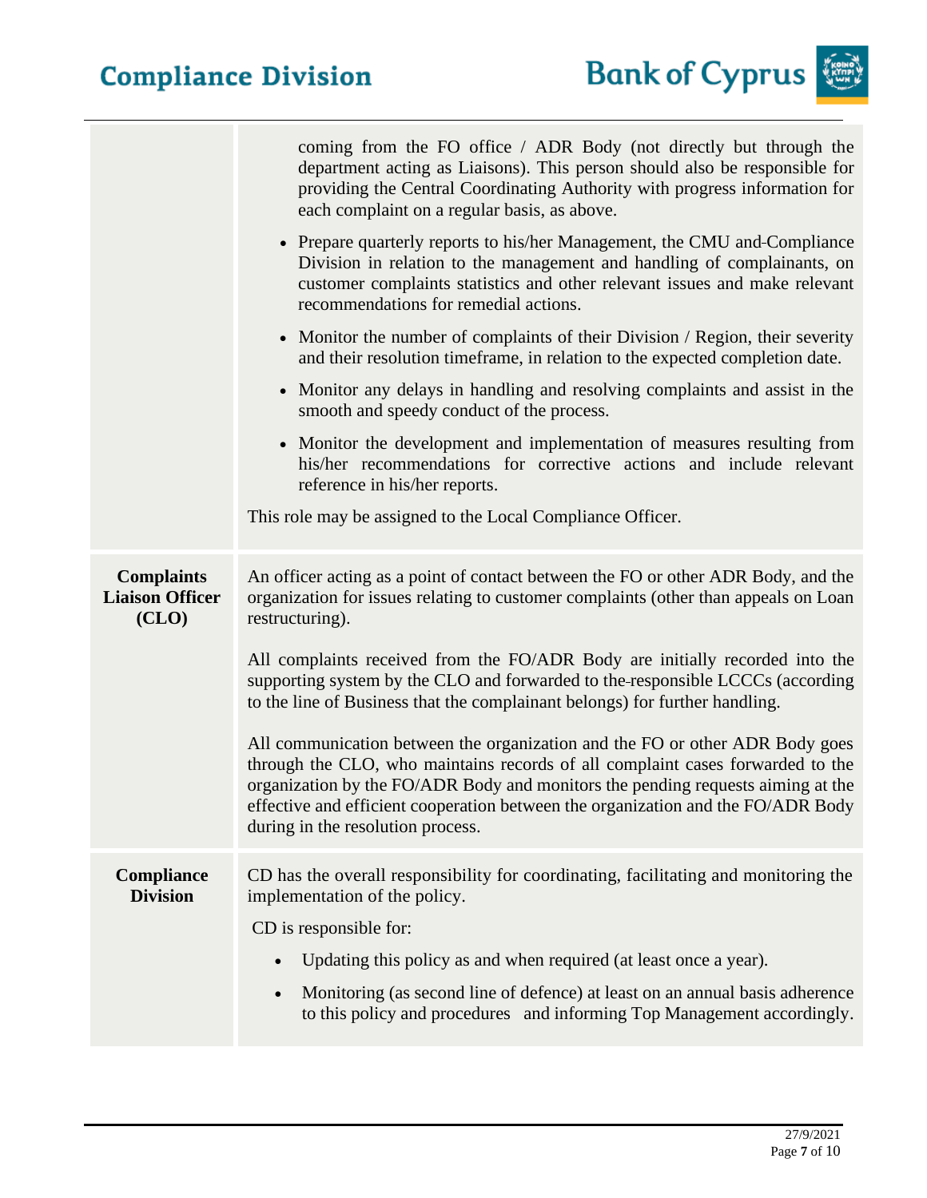| | |
|---|---|
| | coming from the FO office / ADR Body (not directly but through the department acting as Liaisons). This person should also be responsible for providing the Central Coordinating Authority with progress information for each complaint on a regular basis, as above.<br>• Prepare quarterly reports to his/her Management, the CMU and Compliance Division in relation to the management and handling of complainants, on customer complaints statistics and other relevant issues and make relevant recommendations for remedial actions.<br>• Monitor the number of complaints of their Division / Region, their severity and their resolution timeframe, in relation to the expected completion date.<br>• Monitor any delays in handling and resolving complaints and assist in the smooth and speedy conduct of the process.<br>• Monitor the development and implementation of measures resulting from his/her recommendations for corrective actions and include relevant reference in his/her reports.<br>This role may be assigned to the Local Compliance Officer. |
| **Complaints Liaison Officer (CLO)** | An officer acting as a point of contact between the FO or other ADR Body, and the organization for issues relating to customer complaints (other than appeals on Loan restructuring).<br>All complaints received from the FO/ADR Body are initially recorded into the supporting system by the CLO and forwarded to the responsible LCCCs (according to the line of Business that the complainant belongs) for further handling.<br>All communication between the organization and the FO or other ADR Body goes through the CLO, who maintains records of all complaint cases forwarded to the organization by the FO/ADR Body and monitors the pending requests aiming at the effective and efficient cooperation between the organization and the FO/ADR Body during in the resolution process. |
| **Compliance Division** | CD has the overall responsibility for coordinating, facilitating and monitoring the implementation of the policy.<br>CD is responsible for:<br>• Updating this policy as and when required (at least once a year).<br>• Monitoring (as second line of defence) at least on an annual basis adherence to this policy and procedures and informing Top Management accordingly. |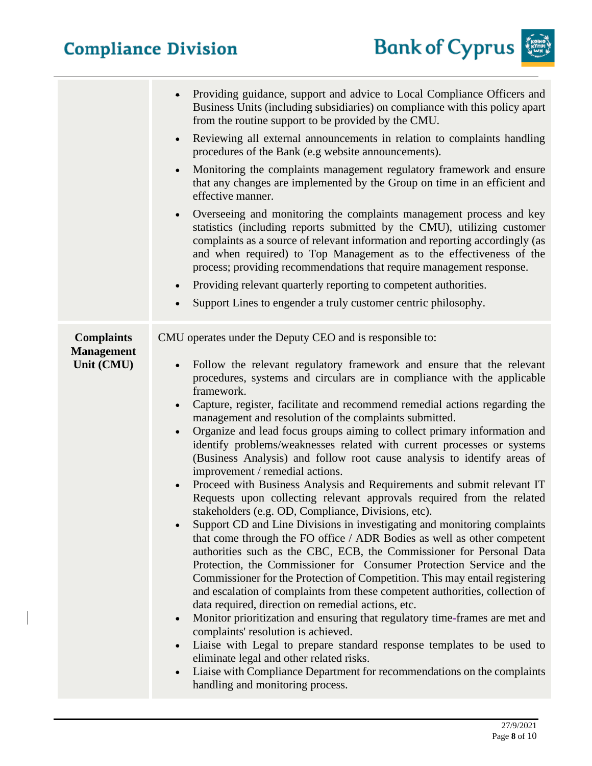| | |
|---|---|
| | • Providing guidance, support and advice to Local Compliance Officers and Business Units (including subsidiaries) on compliance with this policy apart from the routine support to be provided by the CMU.<br>• Reviewing all external announcements in relation to complaints handling procedures of the Bank (e.g website announcements).<br>• Monitoring the complaints management regulatory framework and ensure that any changes are implemented by the Group on time in an efficient and effective manner.<br>• Overseeing and monitoring the complaints management process and key statistics (including reports submitted by the CMU), utilizing customer complaints as a source of relevant information and reporting accordingly (as and when required) to Top Management as to the effectiveness of the process; providing recommendations that require management response.<br>• Providing relevant quarterly reporting to competent authorities.<br>• Support Lines to engender a truly customer centric philosophy. |
| **Complaints Management Unit (CMU)** | CMU operates under the Deputy CEO and is responsible to:<br>• Follow the relevant regulatory framework and ensure that the relevant procedures, systems and circulars are in compliance with the applicable framework.<br>• Capture, register, facilitate and recommend remedial actions regarding the management and resolution of the complaints submitted.<br>• Organize and lead focus groups aiming to collect primary information and identify problems/weaknesses related with current processes or systems (Business Analysis) and follow root cause analysis to identify areas of improvement / remedial actions.<br>• Proceed with Business Analysis and Requirements and submit relevant IT Requests upon collecting relevant approvals required from the related stakeholders (e.g. OD, Compliance, Divisions, etc).<br>• Support CD and Line Divisions in investigating and monitoring complaints that come through the FO office / ADR Bodies as well as other competent authorities such as the CBC, ECB, the Commissioner for Personal Data Protection, the Commissioner for Consumer Protection Service and the Commissioner for the Protection of Competition. This may entail registering and escalation of complaints from these competent authorities, collection of data required, direction on remedial actions, etc.<br>• Monitor prioritization and ensuring that regulatory time-frames are met and complaints' resolution is achieved.<br>• Liaise with Legal to prepare standard response templates to be used to eliminate legal and other related risks.<br>• Liaise with Compliance Department for recommendations on the complaints handling and monitoring process. |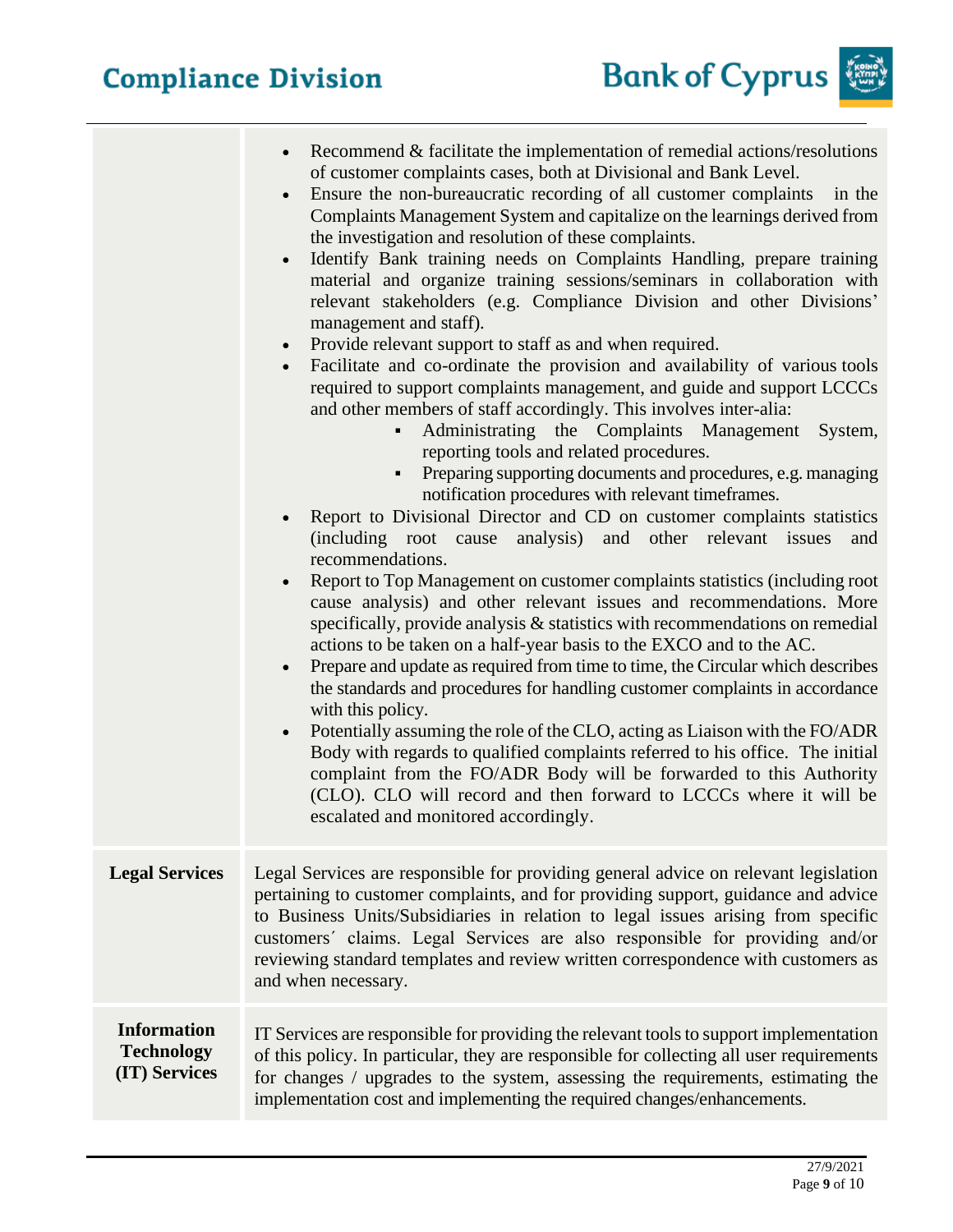| | |
|---|---|
| | • Recommend & facilitate the implementation of remedial actions/resolutions of customer complaints cases, both at Divisional and Bank Level.<br>• Ensure the non-bureaucratic recording of all customer complaints in the Complaints Management System and capitalize on the learnings derived from the investigation and resolution of these complaints.<br>• Identify Bank training needs on Complaints Handling, prepare training material and organize training sessions/seminars in collaboration with relevant stakeholders (e.g. Compliance Division and other Divisions' management and staff).<br>• Provide relevant support to staff as and when required.<br>• Facilitate and co-ordinate the provision and availability of various tools required to support complaints management, and guide and support LCCCs and other members of staff accordingly. This involves inter-alia:<br>&nbsp;&nbsp;&nbsp;&nbsp;▪ Administrating the Complaints Management System, reporting tools and related procedures.<br>&nbsp;&nbsp;&nbsp;&nbsp;▪ Preparing supporting documents and procedures, e.g. managing notification procedures with relevant timeframes.<br>• Report to Divisional Director and CD on customer complaints statistics (including root cause analysis) and other relevant issues and recommendations.<br>• Report to Top Management on customer complaints statistics (including root cause analysis) and other relevant issues and recommendations. More specifically, provide analysis & statistics with recommendations on remedial actions to be taken on a half-year basis to the EXCO and to the AC.<br>• Prepare and update as required from time to time, the Circular which describes the standards and procedures for handling customer complaints in accordance with this policy.<br>• Potentially assuming the role of the CLO, acting as Liaison with the FO/ADR Body with regards to qualified complaints referred to his office. The initial complaint from the FO/ADR Body will be forwarded to this Authority (CLO). CLO will record and then forward to LCCCs where it will be escalated and monitored accordingly. |
| **Legal Services** | Legal Services are responsible for providing general advice on relevant legislation pertaining to customer complaints, and for providing support, guidance and advice to Business Units/Subsidiaries in relation to legal issues arising from specific customers´ claims. Legal Services are also responsible for providing and/or reviewing standard templates and review written correspondence with customers as and when necessary. |
| **Information Technology (IT) Services** | IT Services are responsible for providing the relevant tools to support implementation of this policy. In particular, they are responsible for collecting all user requirements for changes / upgrades to the system, assessing the requirements, estimating the implementation cost and implementing the required changes/enhancements. |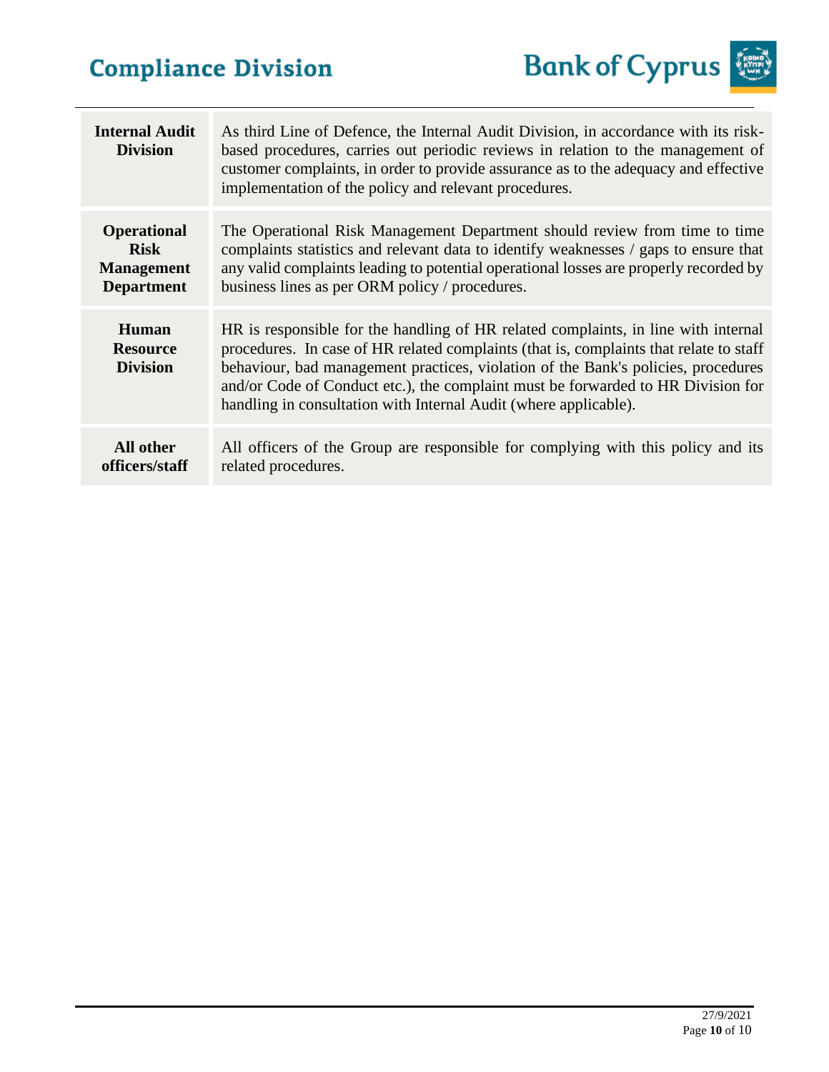| | |
|---|---|
| **Internal Audit Division** | As third Line of Defence, the Internal Audit Division, in accordance with its risk-based procedures, carries out periodic reviews in relation to the management of customer complaints, in order to provide assurance as to the adequacy and effective implementation of the policy and relevant procedures. |
| **Operational Risk Management Department** | The Operational Risk Management Department should review from time to time complaints statistics and relevant data to identify weaknesses / gaps to ensure that any valid complaints leading to potential operational losses are properly recorded by business lines as per ORM policy / procedures. |
| **Human Resource Division** | HR is responsible for the handling of HR related complaints, in line with internal procedures. In case of HR related complaints (that is, complaints that relate to staff behaviour, bad management practices, violation of the Bank's policies, procedures and/or Code of Conduct etc.), the complaint must be forwarded to HR Division for handling in consultation with Internal Audit (where applicable). |
| **All other officers/staff** | All officers of the Group are responsible for complying with this policy and its related procedures. |